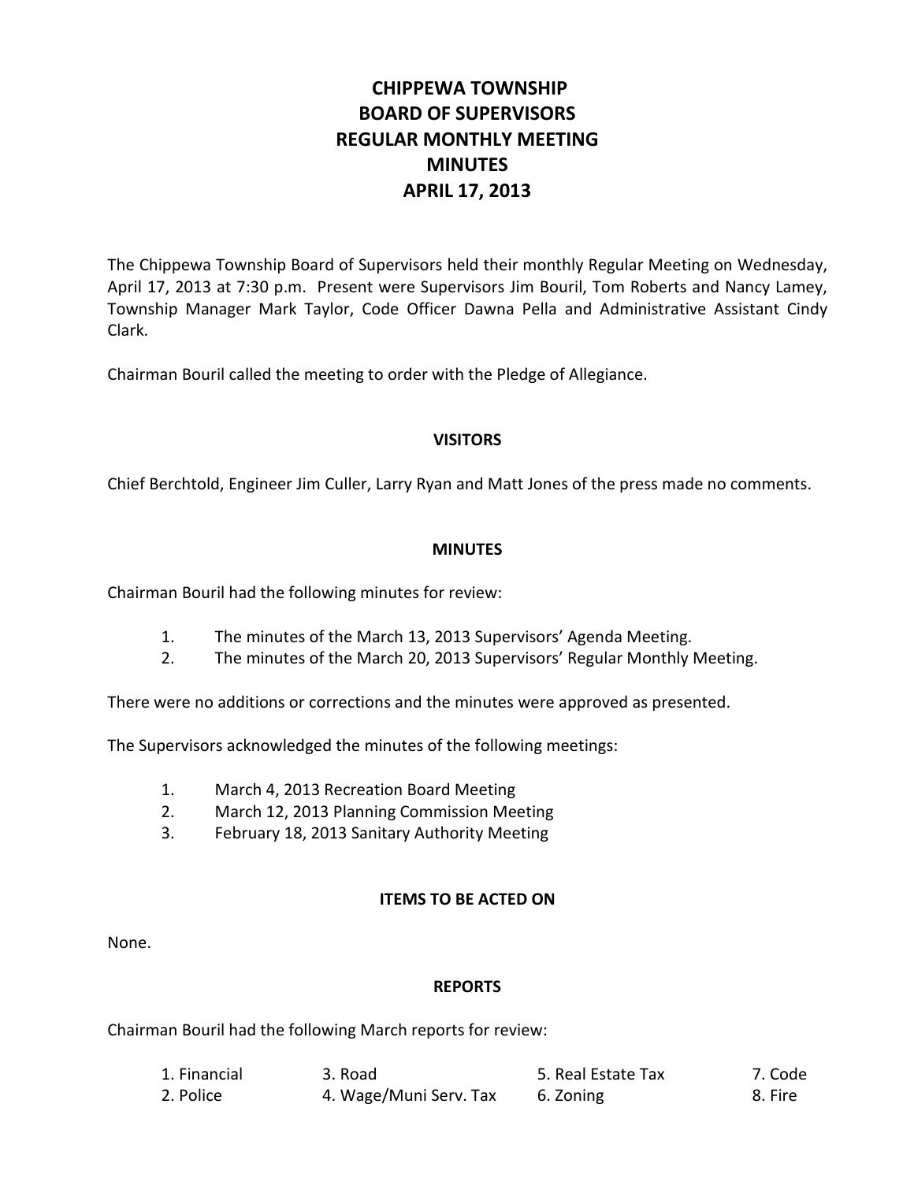# CHIPPEWA TOWNSHIP
# BOARD OF SUPERVISORS
# REGULAR MONTHLY MEETING
# MINUTES
# APRIL 17, 2013

The Chippewa Township Board of Supervisors held their monthly Regular Meeting on Wednesday, April 17, 2013 at 7:30 p.m. Present were Supervisors Jim Bouril, Tom Roberts and Nancy Lamey, Township Manager Mark Taylor, Code Officer Dawna Pella and Administrative Assistant Cindy Clark.

Chairman Bouril called the meeting to order with the Pledge of Allegiance.

## VISITORS

Chief Berchtold, Engineer Jim Culler, Larry Ryan and Matt Jones of the press made no comments.

## MINUTES

Chairman Bouril had the following minutes for review:

1. The minutes of the March 13, 2013 Supervisors' Agenda Meeting.
2. The minutes of the March 20, 2013 Supervisors' Regular Monthly Meeting.

There were no additions or corrections and the minutes were approved as presented.

The Supervisors acknowledged the minutes of the following meetings:

1. March 4, 2013 Recreation Board Meeting
2. March 12, 2013 Planning Commission Meeting
3. February 18, 2013 Sanitary Authority Meeting

## ITEMS TO BE ACTED ON

None.

## REPORTS

Chairman Bouril had the following March reports for review:

1. Financial
2. Police
3. Road
4. Wage/Muni Serv. Tax
5. Real Estate Tax
6. Zoning
7. Code
8. Fire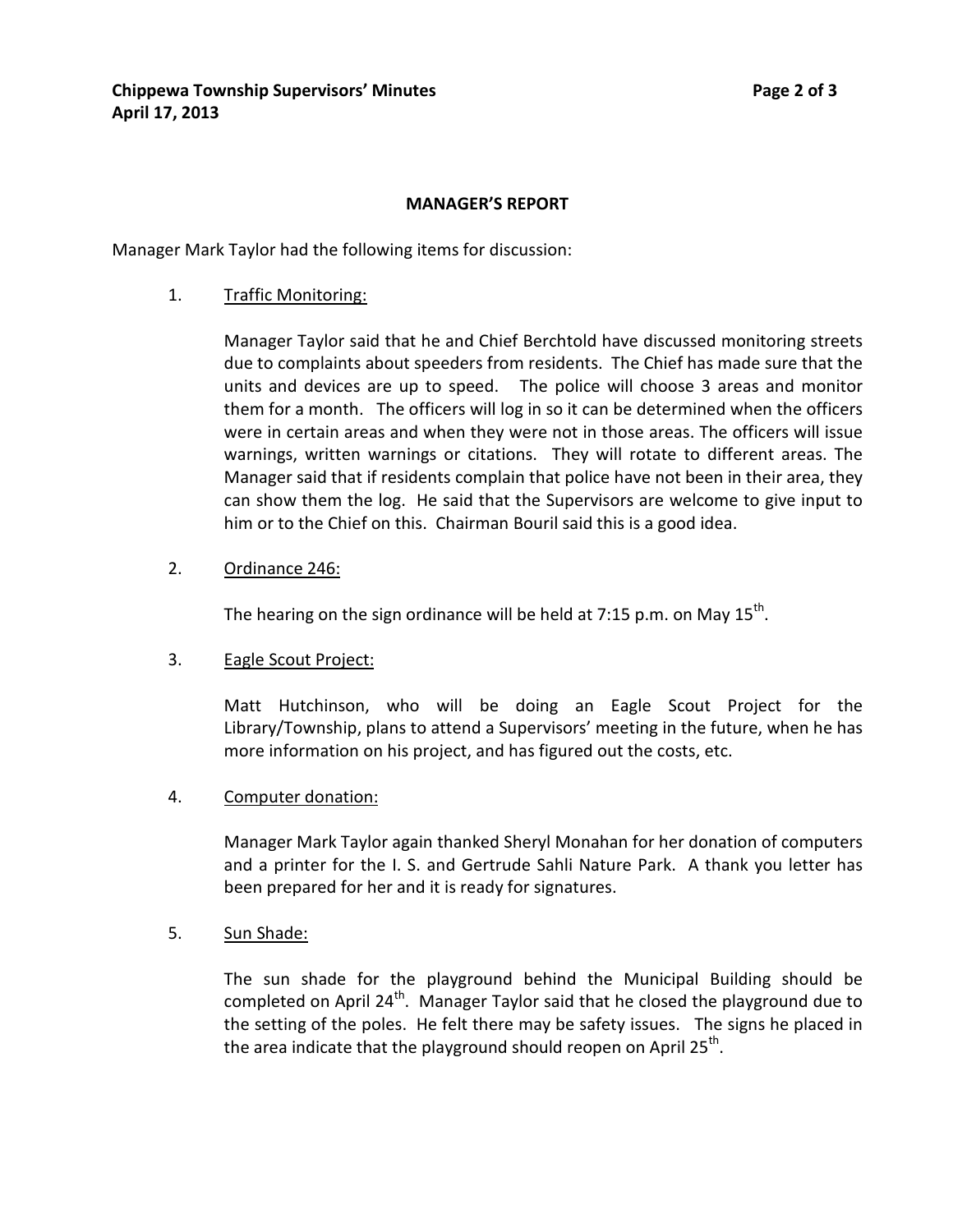## MANAGER'S REPORT

Manager Mark Taylor had the following items for discussion:

1. Traffic Monitoring:

   Manager Taylor said that he and Chief Berchtold have discussed monitoring streets due to complaints about speeders from residents. The Chief has made sure that the units and devices are up to speed. The police will choose 3 areas and monitor them for a month. The officers will log in so it can be determined when the officers were in certain areas and when they were not in those areas. The officers will issue warnings, written warnings or citations. They will rotate to different areas. The Manager said that if residents complain that police have not been in their area, they can show them the log. He said that the Supervisors are welcome to give input to him or to the Chief on this. Chairman Bouril said this is a good idea.

2. Ordinance 246:

   The hearing on the sign ordinance will be held at 7:15 p.m. on May 15th.

3. Eagle Scout Project:

   Matt Hutchinson, who will be doing an Eagle Scout Project for the Library/Township, plans to attend a Supervisors' meeting in the future, when he has more information on his project, and has figured out the costs, etc.

4. Computer donation:

   Manager Mark Taylor again thanked Sheryl Monahan for her donation of computers and a printer for the I. S. and Gertrude Sahli Nature Park. A thank you letter has been prepared for her and it is ready for signatures.

5. Sun Shade:

   The sun shade for the playground behind the Municipal Building should be completed on April 24th. Manager Taylor said that he closed the playground due to the setting of the poles. He felt there may be safety issues. The signs he placed in the area indicate that the playground should reopen on April 25th.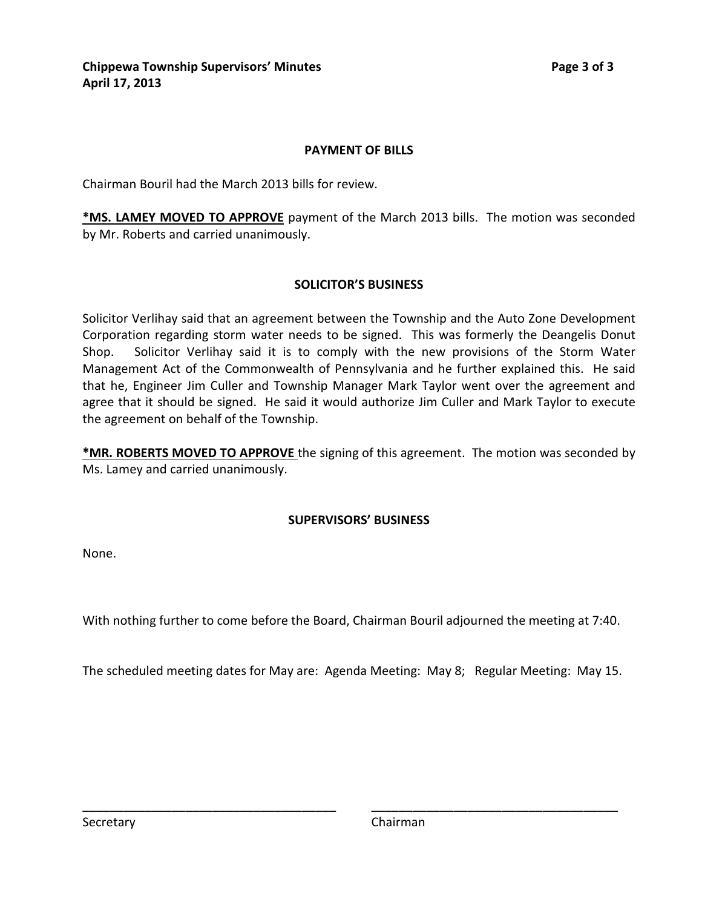## PAYMENT OF BILLS

Chairman Bouril had the March 2013 bills for review.

**\*MS. LAMEY MOVED TO APPROVE** payment of the March 2013 bills. The motion was seconded by Mr. Roberts and carried unanimously.

## SOLICITOR'S BUSINESS

Solicitor Verlihay said that an agreement between the Township and the Auto Zone Development Corporation regarding storm water needs to be signed. This was formerly the Deangelis Donut Shop. Solicitor Verlihay said it is to comply with the new provisions of the Storm Water Management Act of the Commonwealth of Pennsylvania and he further explained this. He said that he, Engineer Jim Culler and Township Manager Mark Taylor went over the agreement and agree that it should be signed. He said it would authorize Jim Culler and Mark Taylor to execute the agreement on behalf of the Township.

**\*MR. ROBERTS MOVED TO APPROVE** the signing of this agreement. The motion was seconded by Ms. Lamey and carried unanimously.

## SUPERVISORS' BUSINESS

None.

With nothing further to come before the Board, Chairman Bouril adjourned the meeting at 7:40.

The scheduled meeting dates for May are: Agenda Meeting: May 8; Regular Meeting: May 15.

_____________________________________ _____________________________________

Secretary Chairman